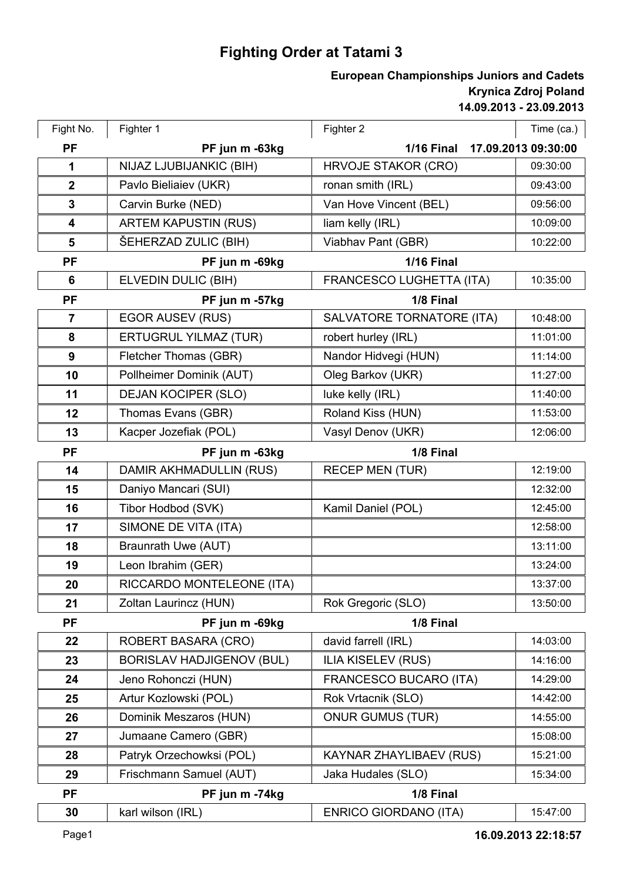# Fighting Order at Tatami 3

**European Championships Juniors and Cadets**
**Krynica Zdroj Poland**
**14.09.2013 - 23.09.2013**

| Fight No. | Fighter 1 | Fighter 2 | Time (ca.) |
|---|---|---|---|
| **PF** | **PF jun m -63kg** | **1/16 Final** | **17.09.2013 09:30:00** |
| 1 | NIJAZ LJUBIJANKIC (BIH) | HRVOJE STAKOR (CRO) | 09:30:00 |
| 2 | Pavlo Bieliaiev (UKR) | ronan smith (IRL) | 09:43:00 |
| 3 | Carvin Burke (NED) | Van Hove Vincent (BEL) | 09:56:00 |
| 4 | ARTEM KAPUSTIN (RUS) | liam kelly (IRL) | 10:09:00 |
| 5 | ŠEHERZAD ZULIC (BIH) | Viabhav Pant (GBR) | 10:22:00 |
| **PF** | **PF jun m -69kg** | **1/16 Final** | |
| 6 | ELVEDIN DULIC (BIH) | FRANCESCO LUGHETTA (ITA) | 10:35:00 |
| **PF** | **PF jun m -57kg** | **1/8 Final** | |
| 7 | EGOR AUSEV (RUS) | SALVATORE TORNATORE (ITA) | 10:48:00 |
| 8 | ERTUGRUL YILMAZ (TUR) | robert hurley (IRL) | 11:01:00 |
| 9 | Fletcher Thomas (GBR) | Nandor Hidvegi (HUN) | 11:14:00 |
| 10 | Pollheimer Dominik (AUT) | Oleg Barkov (UKR) | 11:27:00 |
| 11 | DEJAN KOCIPER (SLO) | luke kelly (IRL) | 11:40:00 |
| 12 | Thomas Evans (GBR) | Roland Kiss (HUN) | 11:53:00 |
| 13 | Kacper Jozefiak (POL) | Vasyl Denov (UKR) | 12:06:00 |
| **PF** | **PF jun m -63kg** | **1/8 Final** | |
| 14 | DAMIR AKHMADULLIN (RUS) | RECEP MEN (TUR) | 12:19:00 |
| 15 | Daniyo Mancari (SUI) | | 12:32:00 |
| 16 | Tibor Hodbod (SVK) | Kamil Daniel (POL) | 12:45:00 |
| 17 | SIMONE DE VITA (ITA) | | 12:58:00 |
| 18 | Braunrath Uwe (AUT) | | 13:11:00 |
| 19 | Leon Ibrahim (GER) | | 13:24:00 |
| 20 | RICCARDO MONTELEONE (ITA) | | 13:37:00 |
| 21 | Zoltan Laurincz (HUN) | Rok Gregoric (SLO) | 13:50:00 |
| **PF** | **PF jun m -69kg** | **1/8 Final** | |
| 22 | ROBERT BASARA (CRO) | david farrell (IRL) | 14:03:00 |
| 23 | BORISLAV HADJIGENOV (BUL) | ILIA KISELEV (RUS) | 14:16:00 |
| 24 | Jeno Rohonczi (HUN) | FRANCESCO BUCARO (ITA) | 14:29:00 |
| 25 | Artur Kozlowski (POL) | Rok Vrtacnik (SLO) | 14:42:00 |
| 26 | Dominik Meszaros (HUN) | ONUR GUMUS (TUR) | 14:55:00 |
| 27 | Jumaane Camero (GBR) | | 15:08:00 |
| 28 | Patryk Orzechowksi (POL) | KAYNAR ZHAYLIBAEV (RUS) | 15:21:00 |
| 29 | Frischmann Samuel (AUT) | Jaka Hudales (SLO) | 15:34:00 |
| **PF** | **PF jun m -74kg** | **1/8 Final** | |
| 30 | karl wilson (IRL) | ENRICO GIORDANO (ITA) | 15:47:00 |

**16.09.2013 22:18:57**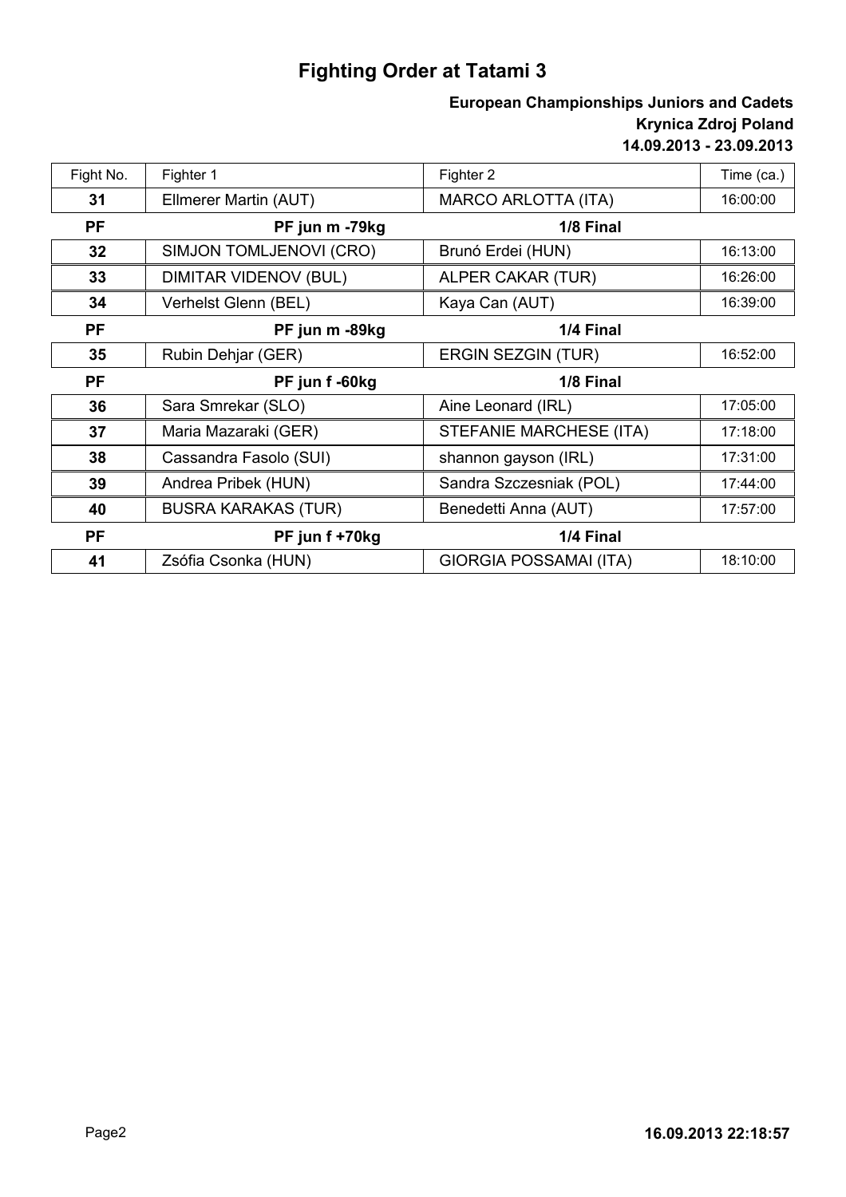# Fighting Order at Tatami 3

**European Championships Juniors and Cadets**
**Krynica Zdroj Poland**
**14.09.2013 - 23.09.2013**

| Fight No. | Fighter 1 | Fighter 2 | Time (ca.) |
|---|---|---|---|
| **31** | Ellmerer Martin (AUT) | MARCO ARLOTTA (ITA) | 16:00:00 |
| **PF** | **PF jun m -79kg** | **1/8 Final** | |
| **32** | SIMJON TOMLJENOVI (CRO) | Brunó Erdei (HUN) | 16:13:00 |
| **33** | DIMITAR VIDENOV (BUL) | ALPER CAKAR (TUR) | 16:26:00 |
| **34** | Verhelst Glenn (BEL) | Kaya Can (AUT) | 16:39:00 |
| **PF** | **PF jun m -89kg** | **1/4 Final** | |
| **35** | Rubin Dehjar (GER) | ERGIN SEZGIN (TUR) | 16:52:00 |
| **PF** | **PF jun f -60kg** | **1/8 Final** | |
| **36** | Sara Smrekar (SLO) | Aine Leonard (IRL) | 17:05:00 |
| **37** | Maria Mazaraki (GER) | STEFANIE MARCHESE (ITA) | 17:18:00 |
| **38** | Cassandra Fasolo (SUI) | shannon gayson (IRL) | 17:31:00 |
| **39** | Andrea Pribek (HUN) | Sandra Szczesniak (POL) | 17:44:00 |
| **40** | BUSRA KARAKAS (TUR) | Benedetti Anna (AUT) | 17:57:00 |
| **PF** | **PF jun f +70kg** | **1/4 Final** | |
| **41** | Zsófia Csonka (HUN) | GIORGIA POSSAMAI (ITA) | 18:10:00 |

**16.09.2013 22:18:57**